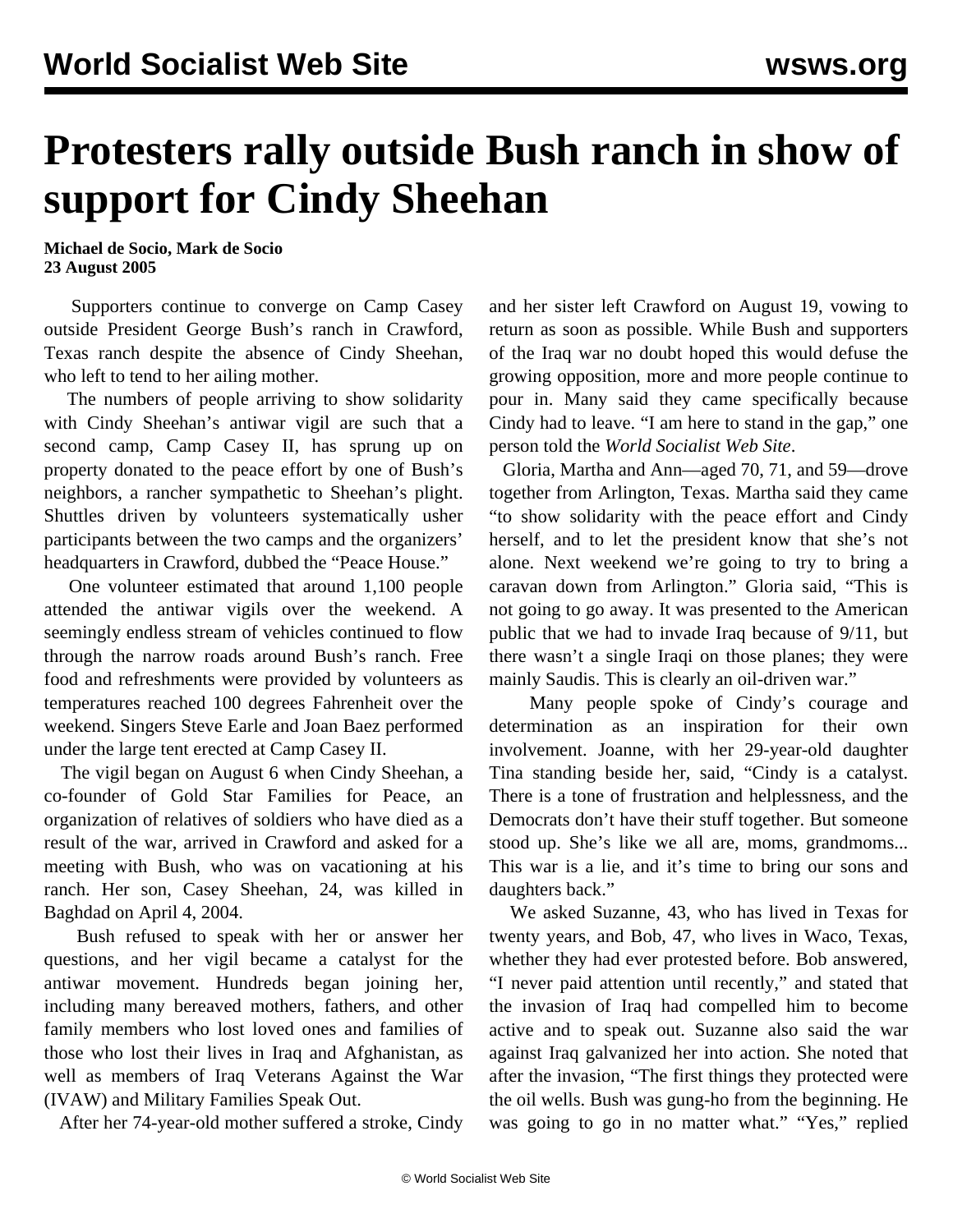# Protesters rally outside Bush ranch in show of support for Cindy Sheehan

**Michael de Socio, Mark de Socio**
**23 August 2005**

Supporters continue to converge on Camp Casey outside President George Bush's ranch in Crawford, Texas ranch despite the absence of Cindy Sheehan, who left to tend to her ailing mother.

The numbers of people arriving to show solidarity with Cindy Sheehan's antiwar vigil are such that a second camp, Camp Casey II, has sprung up on property donated to the peace effort by one of Bush's neighbors, a rancher sympathetic to Sheehan's plight. Shuttles driven by volunteers systematically usher participants between the two camps and the organizers' headquarters in Crawford, dubbed the "Peace House."

One volunteer estimated that around 1,100 people attended the antiwar vigils over the weekend. A seemingly endless stream of vehicles continued to flow through the narrow roads around Bush's ranch. Free food and refreshments were provided by volunteers as temperatures reached 100 degrees Fahrenheit over the weekend. Singers Steve Earle and Joan Baez performed under the large tent erected at Camp Casey II.

The vigil began on August 6 when Cindy Sheehan, a co-founder of Gold Star Families for Peace, an organization of relatives of soldiers who have died as a result of the war, arrived in Crawford and asked for a meeting with Bush, who was on vacationing at his ranch. Her son, Casey Sheehan, 24, was killed in Baghdad on April 4, 2004.

Bush refused to speak with her or answer her questions, and her vigil became a catalyst for the antiwar movement. Hundreds began joining her, including many bereaved mothers, fathers, and other family members who lost loved ones and families of those who lost their lives in Iraq and Afghanistan, as well as members of Iraq Veterans Against the War (IVAW) and Military Families Speak Out.

After her 74-year-old mother suffered a stroke, Cindy and her sister left Crawford on August 19, vowing to return as soon as possible. While Bush and supporters of the Iraq war no doubt hoped this would defuse the growing opposition, more and more people continue to pour in. Many said they came specifically because Cindy had to leave. "I am here to stand in the gap," one person told the *World Socialist Web Site*.

Gloria, Martha and Ann—aged 70, 71, and 59—drove together from Arlington, Texas. Martha said they came "to show solidarity with the peace effort and Cindy herself, and to let the president know that she's not alone. Next weekend we're going to try to bring a caravan down from Arlington." Gloria said, "This is not going to go away. It was presented to the American public that we had to invade Iraq because of 9/11, but there wasn't a single Iraqi on those planes; they were mainly Saudis. This is clearly an oil-driven war."

Many people spoke of Cindy's courage and determination as an inspiration for their own involvement. Joanne, with her 29-year-old daughter Tina standing beside her, said, "Cindy is a catalyst. There is a tone of frustration and helplessness, and the Democrats don't have their stuff together. But someone stood up. She's like we all are, moms, grandmoms... This war is a lie, and it's time to bring our sons and daughters back."

We asked Suzanne, 43, who has lived in Texas for twenty years, and Bob, 47, who lives in Waco, Texas, whether they had ever protested before. Bob answered, "I never paid attention until recently," and stated that the invasion of Iraq had compelled him to become active and to speak out. Suzanne also said the war against Iraq galvanized her into action. She noted that after the invasion, "The first things they protected were the oil wells. Bush was gung-ho from the beginning. He was going to go in no matter what." "Yes," replied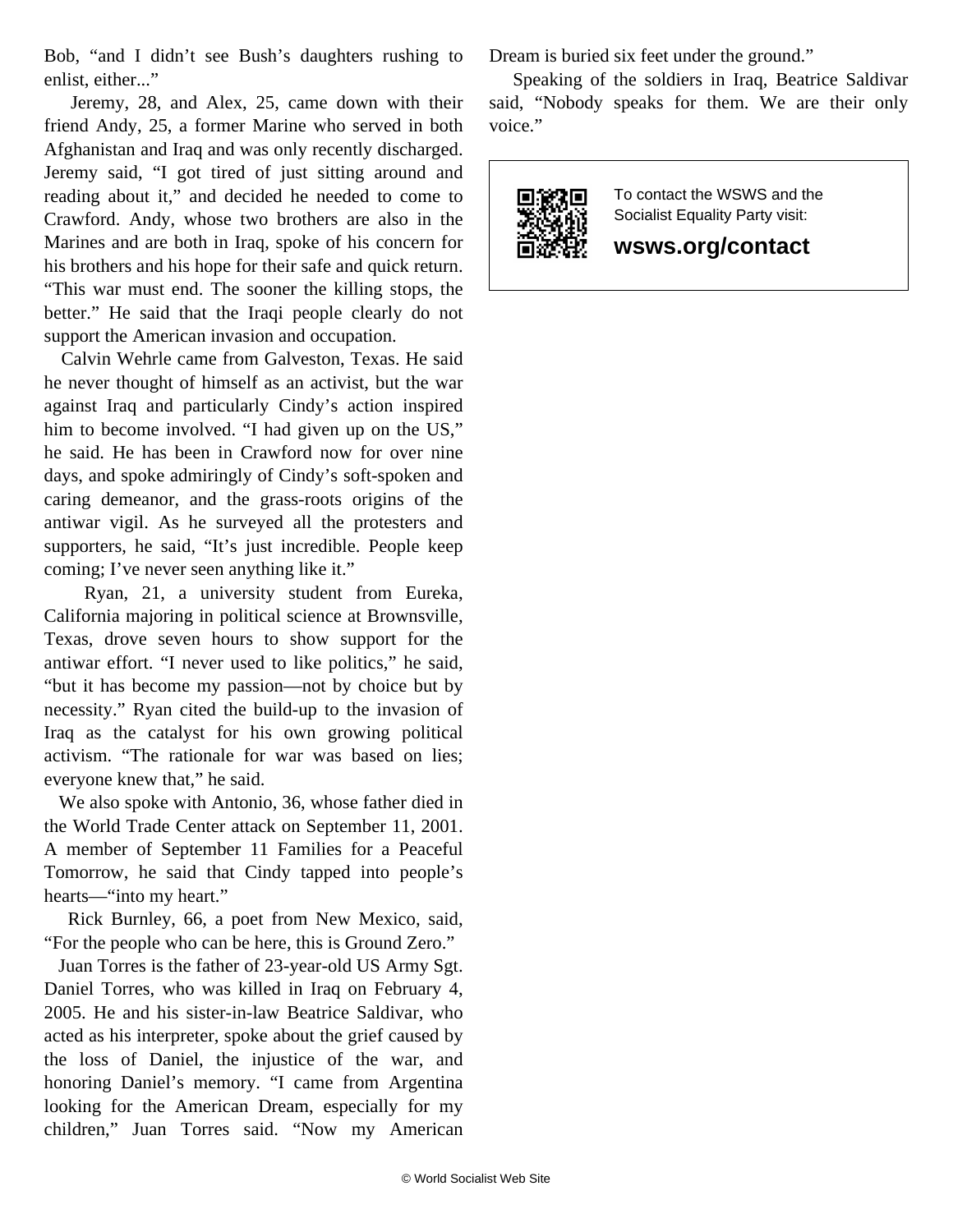Bob, "and I didn't see Bush's daughters rushing to enlist, either..."

Jeremy, 28, and Alex, 25, came down with their friend Andy, 25, a former Marine who served in both Afghanistan and Iraq and was only recently discharged. Jeremy said, "I got tired of just sitting around and reading about it," and decided he needed to come to Crawford. Andy, whose two brothers are also in the Marines and are both in Iraq, spoke of his concern for his brothers and his hope for their safe and quick return. "This war must end. The sooner the killing stops, the better." He said that the Iraqi people clearly do not support the American invasion and occupation.

Calvin Wehrle came from Galveston, Texas. He said he never thought of himself as an activist, but the war against Iraq and particularly Cindy's action inspired him to become involved. "I had given up on the US," he said. He has been in Crawford now for over nine days, and spoke admiringly of Cindy's soft-spoken and caring demeanor, and the grass-roots origins of the antiwar vigil. As he surveyed all the protesters and supporters, he said, "It's just incredible. People keep coming; I've never seen anything like it."

Ryan, 21, a university student from Eureka, California majoring in political science at Brownsville, Texas, drove seven hours to show support for the antiwar effort. "I never used to like politics," he said, "but it has become my passion—not by choice but by necessity." Ryan cited the build-up to the invasion of Iraq as the catalyst for his own growing political activism. "The rationale for war was based on lies; everyone knew that," he said.

We also spoke with Antonio, 36, whose father died in the World Trade Center attack on September 11, 2001. A member of September 11 Families for a Peaceful Tomorrow, he said that Cindy tapped into people's hearts—"into my heart."

Rick Burnley, 66, a poet from New Mexico, said, "For the people who can be here, this is Ground Zero."

Juan Torres is the father of 23-year-old US Army Sgt. Daniel Torres, who was killed in Iraq on February 4, 2005. He and his sister-in-law Beatrice Saldivar, who acted as his interpreter, spoke about the grief caused by the loss of Daniel, the injustice of the war, and honoring Daniel's memory. "I came from Argentina looking for the American Dream, especially for my children," Juan Torres said. "Now my American Dream is buried six feet under the ground."

Speaking of the soldiers in Iraq, Beatrice Saldivar said, "Nobody speaks for them. We are their only voice."

To contact the WSWS and the Socialist Equality Party visit:

**wsws.org/contact**